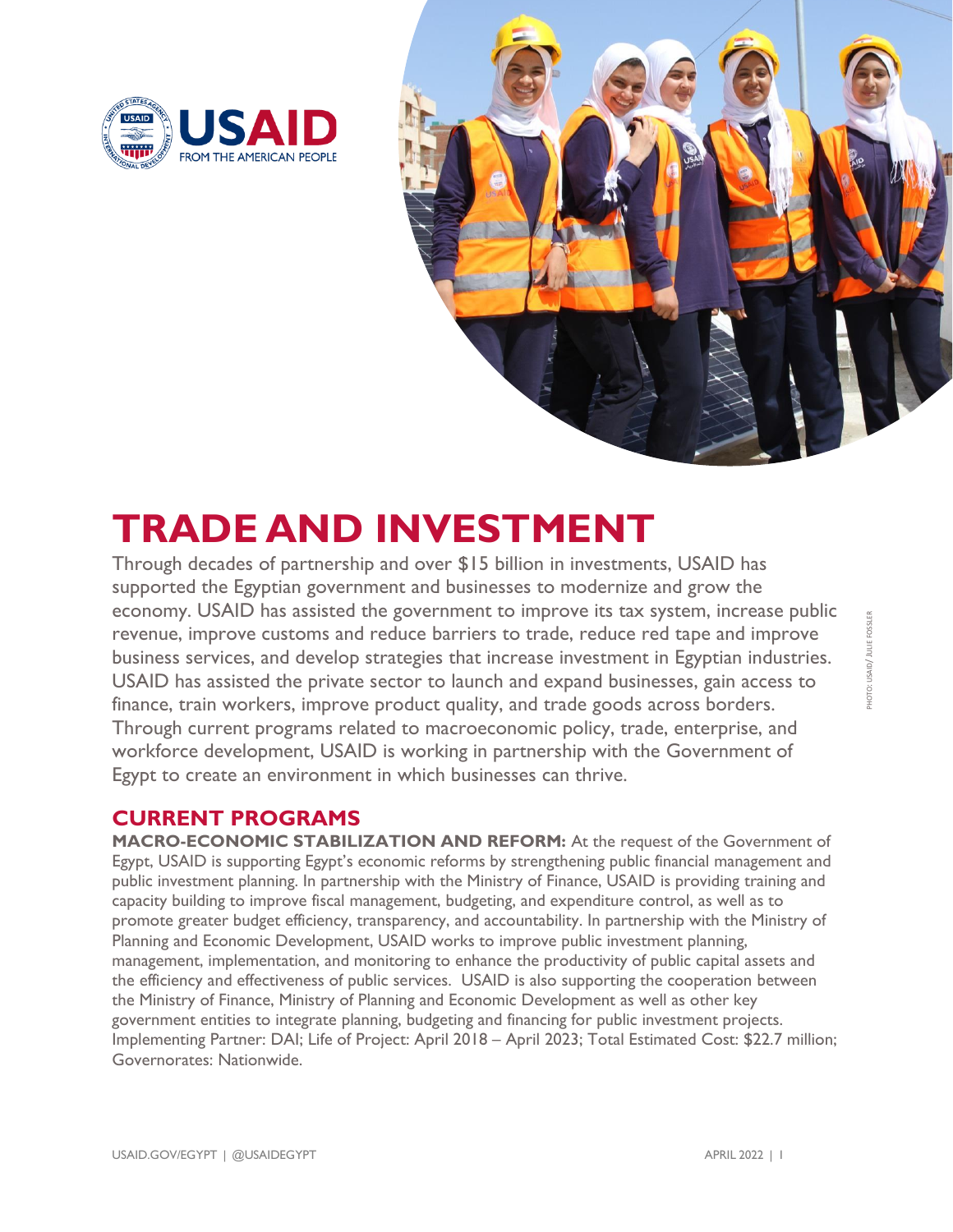# TRADE AND INVESTMENT

Through decades of partnership and over $15 billion in investments, USAID has supported the Egyptian government and businesses to modernize and grow the economy. USAID has assisted the government to improve its tax system, increase public revenue, improve customs and reduce barriers to trade, reduce red tape and improve business services, and develop strategies that increase investment in Egyptian industries. USAID has assisted the private sector to launch and expand businesses, gain access to finance, train workers, improve product quality, and trade goods across borders. Through current programs related to macroeconomic policy, trade, enterprise, and workforce development, USAID is working in partnership with the Government of Egypt to create an environment in which businesses can thrive.

## CURRENT PROGRAMS

**MACRO-ECONOMIC STABILIZATION AND REFORM:** At the request of the Government of Egypt, USAID is supporting Egypt's economic reforms by strengthening public financial management and public investment planning. In partnership with the Ministry of Finance, USAID is providing training and capacity building to improve fiscal management, budgeting, and expenditure control, as well as to promote greater budget efficiency, transparency, and accountability. In partnership with the Ministry of Planning and Economic Development, USAID works to improve public investment planning, management, implementation, and monitoring to enhance the productivity of public capital assets and the efficiency and effectiveness of public services. USAID is also supporting the cooperation between the Ministry of Finance, Ministry of Planning and Economic Development as well as other key government entities to integrate planning, budgeting and financing for public investment projects. Implementing Partner: DAI; Life of Project: April 2018 – April 2023; Total Estimated Cost: $22.7 million; Governorates: Nationwide.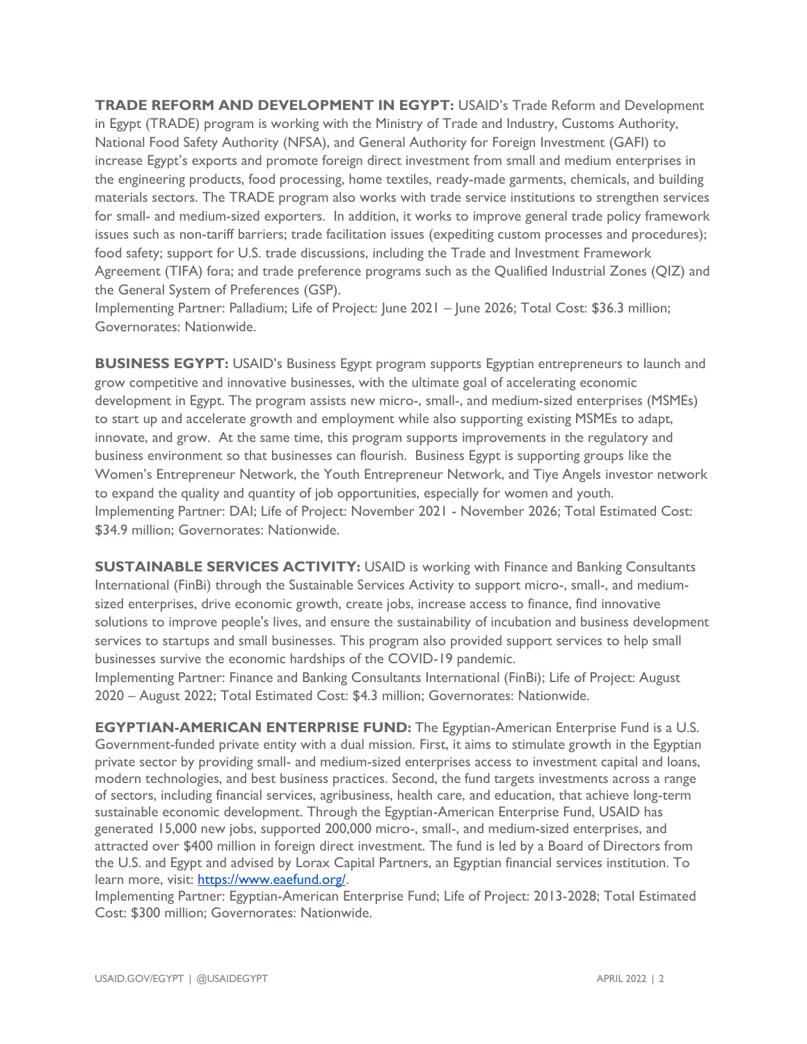**TRADE REFORM AND DEVELOPMENT IN EGYPT:** USAID's Trade Reform and Development in Egypt (TRADE) program is working with the Ministry of Trade and Industry, Customs Authority, National Food Safety Authority (NFSA), and General Authority for Foreign Investment (GAFI) to increase Egypt's exports and promote foreign direct investment from small and medium enterprises in the engineering products, food processing, home textiles, ready-made garments, chemicals, and building materials sectors. The TRADE program also works with trade service institutions to strengthen services for small- and medium-sized exporters. In addition, it works to improve general trade policy framework issues such as non-tariff barriers; trade facilitation issues (expediting custom processes and procedures); food safety; support for U.S. trade discussions, including the Trade and Investment Framework Agreement (TIFA) fora; and trade preference programs such as the Qualified Industrial Zones (QIZ) and the General System of Preferences (GSP).
Implementing Partner: Palladium; Life of Project: June 2021 – June 2026; Total Cost: $36.3 million; Governorates: Nationwide.

**BUSINESS EGYPT:** USAID's Business Egypt program supports Egyptian entrepreneurs to launch and grow competitive and innovative businesses, with the ultimate goal of accelerating economic development in Egypt. The program assists new micro-, small-, and medium-sized enterprises (MSMEs) to start up and accelerate growth and employment while also supporting existing MSMEs to adapt, innovate, and grow. At the same time, this program supports improvements in the regulatory and business environment so that businesses can flourish. Business Egypt is supporting groups like the Women's Entrepreneur Network, the Youth Entrepreneur Network, and Tiye Angels investor network to expand the quality and quantity of job opportunities, especially for women and youth.
Implementing Partner: DAI; Life of Project: November 2021 - November 2026; Total Estimated Cost: $34.9 million; Governorates: Nationwide.

**SUSTAINABLE SERVICES ACTIVITY:** USAID is working with Finance and Banking Consultants International (FinBi) through the Sustainable Services Activity to support micro-, small-, and medium-sized enterprises, drive economic growth, create jobs, increase access to finance, find innovative solutions to improve people's lives, and ensure the sustainability of incubation and business development services to startups and small businesses. This program also provided support services to help small businesses survive the economic hardships of the COVID-19 pandemic.
Implementing Partner: Finance and Banking Consultants International (FinBi); Life of Project: August 2020 – August 2022; Total Estimated Cost: $4.3 million; Governorates: Nationwide.

**EGYPTIAN-AMERICAN ENTERPRISE FUND:** The Egyptian-American Enterprise Fund is a U.S. Government-funded private entity with a dual mission. First, it aims to stimulate growth in the Egyptian private sector by providing small- and medium-sized enterprises access to investment capital and loans, modern technologies, and best business practices. Second, the fund targets investments across a range of sectors, including financial services, agribusiness, health care, and education, that achieve long-term sustainable economic development. Through the Egyptian-American Enterprise Fund, USAID has generated 15,000 new jobs, supported 200,000 micro-, small-, and medium-sized enterprises, and attracted over $400 million in foreign direct investment. The fund is led by a Board of Directors from the U.S. and Egypt and advised by Lorax Capital Partners, an Egyptian financial services institution. To learn more, visit: [https://www.eaefund.org/](https://www.eaefund.org/).
Implementing Partner: Egyptian-American Enterprise Fund; Life of Project: 2013-2028; Total Estimated Cost: $300 million; Governorates: Nationwide.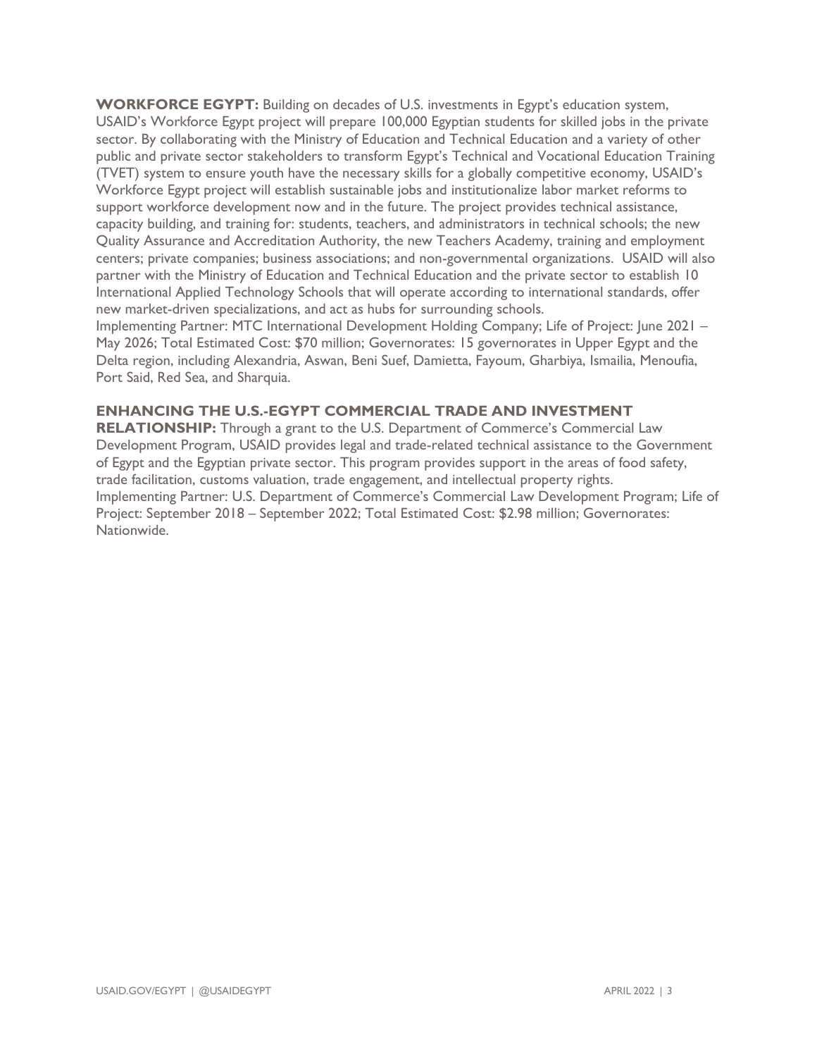**WORKFORCE EGYPT:** Building on decades of U.S. investments in Egypt's education system, USAID's Workforce Egypt project will prepare 100,000 Egyptian students for skilled jobs in the private sector. By collaborating with the Ministry of Education and Technical Education and a variety of other public and private sector stakeholders to transform Egypt's Technical and Vocational Education Training (TVET) system to ensure youth have the necessary skills for a globally competitive economy, USAID's Workforce Egypt project will establish sustainable jobs and institutionalize labor market reforms to support workforce development now and in the future. The project provides technical assistance, capacity building, and training for: students, teachers, and administrators in technical schools; the new Quality Assurance and Accreditation Authority, the new Teachers Academy, training and employment centers; private companies; business associations; and non-governmental organizations. USAID will also partner with the Ministry of Education and Technical Education and the private sector to establish 10 International Applied Technology Schools that will operate according to international standards, offer new market-driven specializations, and act as hubs for surrounding schools.
Implementing Partner: MTC International Development Holding Company; Life of Project: June 2021 – May 2026; Total Estimated Cost: $70 million; Governorates: 15 governorates in Upper Egypt and the Delta region, including Alexandria, Aswan, Beni Suef, Damietta, Fayoum, Gharbiya, Ismailia, Menoufia, Port Said, Red Sea, and Sharquia.

**ENHANCING THE U.S.-EGYPT COMMERCIAL TRADE AND INVESTMENT RELATIONSHIP:** Through a grant to the U.S. Department of Commerce's Commercial Law Development Program, USAID provides legal and trade-related technical assistance to the Government of Egypt and the Egyptian private sector. This program provides support in the areas of food safety, trade facilitation, customs valuation, trade engagement, and intellectual property rights.
Implementing Partner: U.S. Department of Commerce's Commercial Law Development Program; Life of Project: September 2018 – September 2022; Total Estimated Cost: $2.98 million; Governorates: Nationwide.